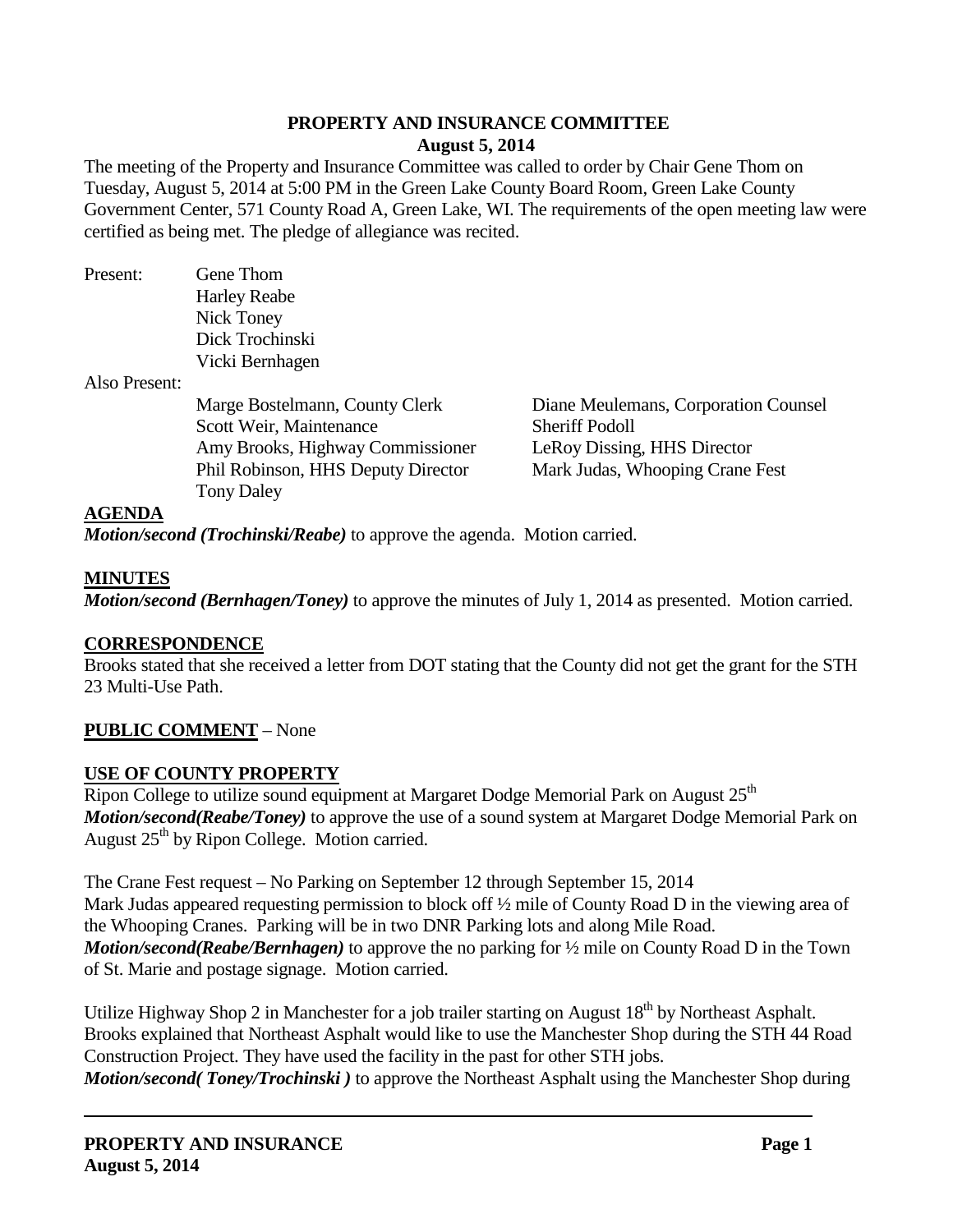# PROPERTY AND INSURANCE COMMITTEE
## August 5, 2014

The meeting of the Property and Insurance Committee was called to order by Chair Gene Thom on Tuesday, August 5, 2014 at 5:00 PM in the Green Lake County Board Room, Green Lake County Government Center, 571 County Road A, Green Lake, WI. The requirements of the open meeting law were certified as being met. The pledge of allegiance was recited.

Present:
- Gene Thom
- Harley Reabe
- Nick Toney
- Dick Trochinski
- Vicki Bernhagen

Also Present:
- Marge Bostelmann, County Clerk
- Diane Meulemans, Corporation Counsel
- Scott Weir, Maintenance
- Sheriff Podoll
- Amy Brooks, Highway Commissioner
- LeRoy Dissing, HHS Director
- Phil Robinson, HHS Deputy Director
- Mark Judas, Whooping Crane Fest
- Tony Daley

**AGENDA**

***Motion/second (Trochinski/Reabe)*** to approve the agenda. Motion carried.

**MINUTES**

***Motion/second (Bernhagen/Toney)*** to approve the minutes of July 1, 2014 as presented. Motion carried.

**CORRESPONDENCE**

Brooks stated that she received a letter from DOT stating that the County did not get the grant for the STH 23 Multi-Use Path.

**PUBLIC COMMENT** – None

**USE OF COUNTY PROPERTY**

Ripon College to utilize sound equipment at Margaret Dodge Memorial Park on August 25th
***Motion/second(Reabe/Toney)*** to approve the use of a sound system at Margaret Dodge Memorial Park on August 25th by Ripon College. Motion carried.

The Crane Fest request – No Parking on September 12 through September 15, 2014
Mark Judas appeared requesting permission to block off ½ mile of County Road D in the viewing area of the Whooping Cranes. Parking will be in two DNR Parking lots and along Mile Road.
***Motion/second(Reabe/Bernhagen)*** to approve the no parking for ½ mile on County Road D in the Town of St. Marie and postage signage. Motion carried.

Utilize Highway Shop 2 in Manchester for a job trailer starting on August 18th by Northeast Asphalt.
Brooks explained that Northeast Asphalt would like to use the Manchester Shop during the STH 44 Road Construction Project. They have used the facility in the past for other STH jobs.
***Motion/second( Toney/Trochinski )*** to approve the Northeast Asphalt using the Manchester Shop during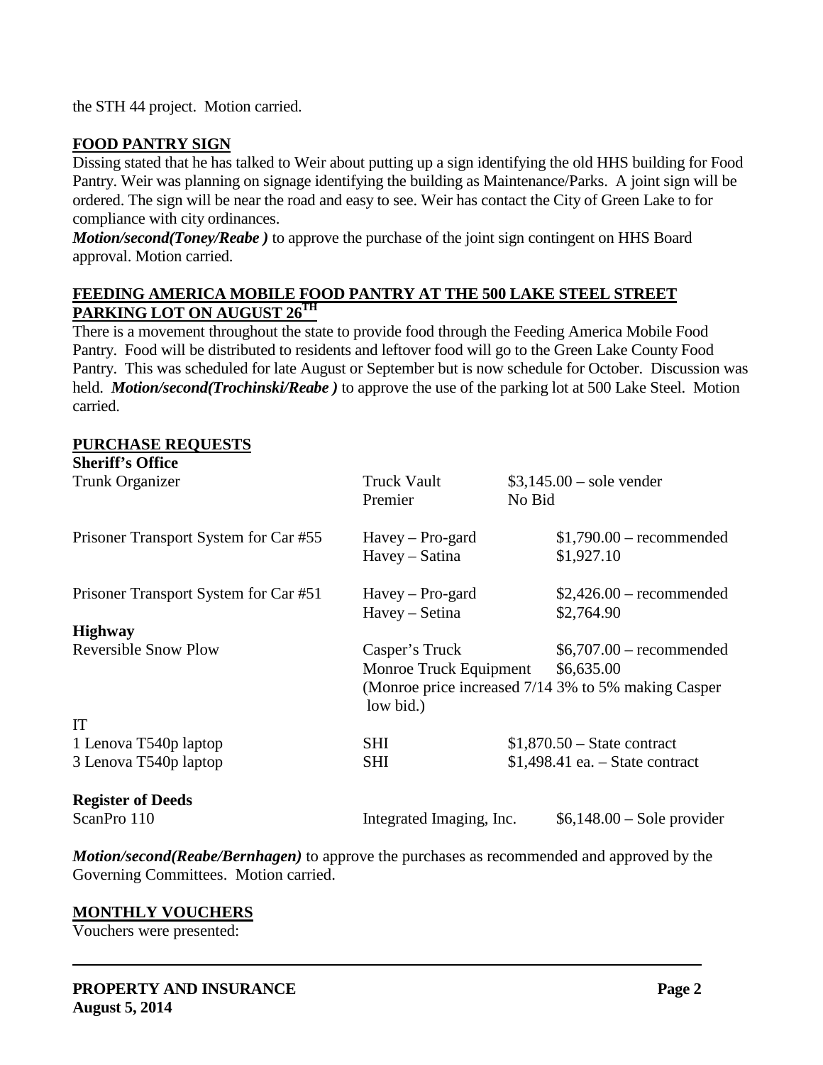the STH 44 project. Motion carried.

## FOOD PANTRY SIGN

Dissing stated that he has talked to Weir about putting up a sign identifying the old HHS building for Food Pantry. Weir was planning on signage identifying the building as Maintenance/Parks. A joint sign will be ordered. The sign will be near the road and easy to see. Weir has contact the City of Green Lake to for compliance with city ordinances.

***Motion/second(Toney/Reabe )*** to approve the purchase of the joint sign contingent on HHS Board approval. Motion carried.

## FEEDING AMERICA MOBILE FOOD PANTRY AT THE 500 LAKE STEEL STREET PARKING LOT ON AUGUST 26TH

There is a movement throughout the state to provide food through the Feeding America Mobile Food Pantry. Food will be distributed to residents and leftover food will go to the Green Lake County Food Pantry. This was scheduled for late August or September but is now schedule for October. Discussion was held. ***Motion/second(Trochinski/Reabe )*** to approve the use of the parking lot at 500 Lake Steel. Motion carried.

## PURCHASE REQUESTS

| | | |
|---|---|---|
| **Sheriff's Office** | | |
| Trunk Organizer | Truck Vault | $3,145.00 – sole vender |
| | Premier | No Bid |
| Prisoner Transport System for Car #55 | Havey – Pro-gard | $1,790.00 – recommended |
| | Havey – Satina | $1,927.10 |
| Prisoner Transport System for Car #51 | Havey – Pro-gard | $2,426.00 – recommended |
| | Havey – Setina | $2,764.90 |
| **Highway** | | |
| Reversible Snow Plow | Casper's Truck | $6,707.00 – recommended |
| | Monroe Truck Equipment | $6,635.00 |
| | (Monroe price increased 7/14 3% to 5% making Casper low bid.) | |
| IT | | |
| 1 Lenova T540p laptop | SHI | $1,870.50 – State contract |
| 3 Lenova T540p laptop | SHI | $1,498.41 ea. – State contract |
| **Register of Deeds** | | |
| ScanPro 110 | Integrated Imaging, Inc. | $6,148.00 – Sole provider |

***Motion/second(Reabe/Bernhagen)*** to approve the purchases as recommended and approved by the Governing Committees. Motion carried.

## MONTHLY VOUCHERS

Vouchers were presented: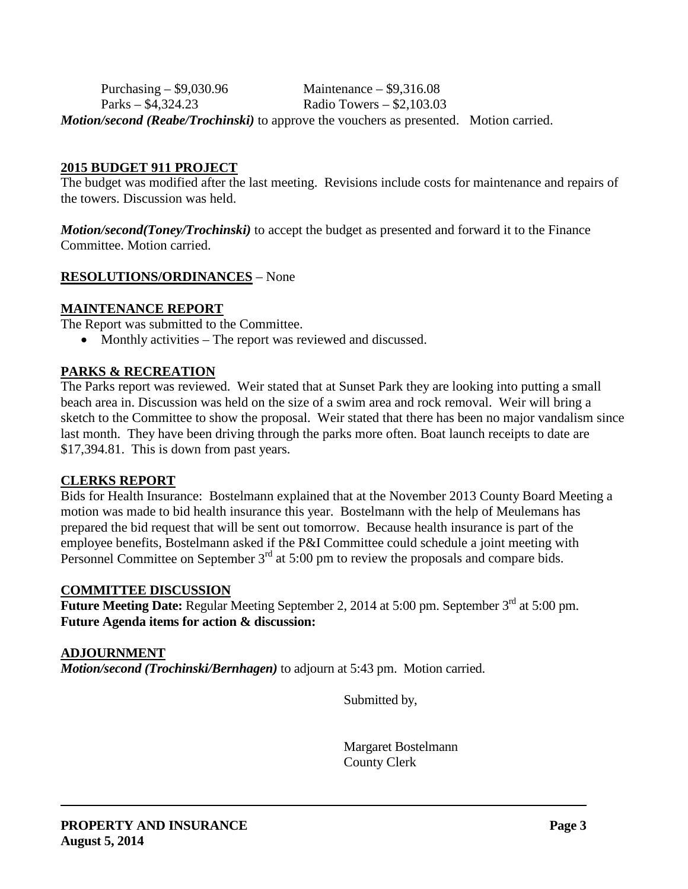Purchasing – $9,030.96 Maintenance – $9,316.08

Parks – $4,324.23 Radio Towers – $2,103.03

***Motion/second (Reabe/Trochinski)*** to approve the vouchers as presented. Motion carried.

## 2015 BUDGET 911 PROJECT

The budget was modified after the last meeting. Revisions include costs for maintenance and repairs of the towers. Discussion was held.

***Motion/second(Toney/Trochinski)*** to accept the budget as presented and forward it to the Finance Committee. Motion carried.

## RESOLUTIONS/ORDINANCES – None

## MAINTENANCE REPORT

The Report was submitted to the Committee.

- Monthly activities – The report was reviewed and discussed.

## PARKS & RECREATION

The Parks report was reviewed. Weir stated that at Sunset Park they are looking into putting a small beach area in. Discussion was held on the size of a swim area and rock removal. Weir will bring a sketch to the Committee to show the proposal. Weir stated that there has been no major vandalism since last month. They have been driving through the parks more often. Boat launch receipts to date are $17,394.81. This is down from past years.

## CLERKS REPORT

Bids for Health Insurance: Bostelmann explained that at the November 2013 County Board Meeting a motion was made to bid health insurance this year. Bostelmann with the help of Meulemans has prepared the bid request that will be sent out tomorrow. Because health insurance is part of the employee benefits, Bostelmann asked if the P&I Committee could schedule a joint meeting with Personnel Committee on September 3rd at 5:00 pm to review the proposals and compare bids.

## COMMITTEE DISCUSSION

**Future Meeting Date:** Regular Meeting September 2, 2014 at 5:00 pm. September 3rd at 5:00 pm.

**Future Agenda items for action & discussion:**

## ADJOURNMENT

***Motion/second (Trochinski/Bernhagen)*** to adjourn at 5:43 pm. Motion carried.

Submitted by,

Margaret Bostelmann
County Clerk